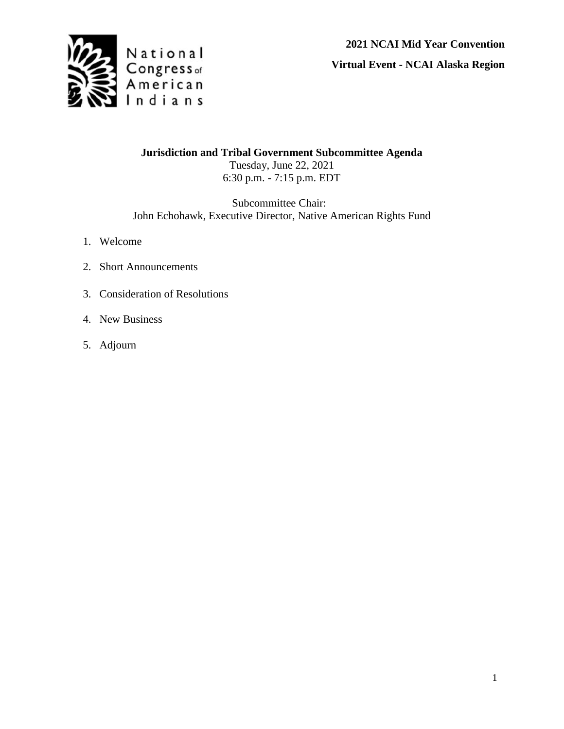National Congress of American Indians

**2021 NCAI Mid Year Convention**

**Virtual Event - NCAI Alaska Region**

## Jurisdiction and Tribal Government Subcommittee Agenda

Tuesday, June 22, 2021
6:30 p.m. - 7:15 p.m. EDT

Subcommittee Chair:
John Echohawk, Executive Director, Native American Rights Fund

1. Welcome
2. Short Announcements
3. Consideration of Resolutions
4. New Business
5. Adjourn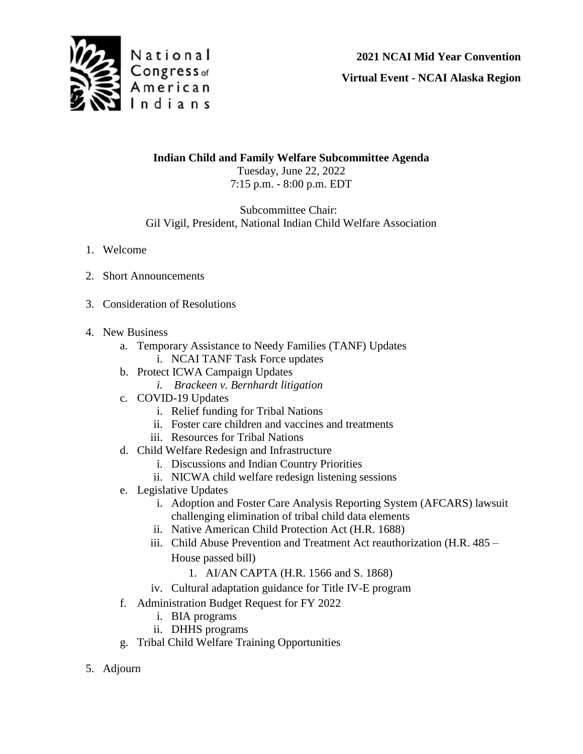National Congress of American Indians

**2021 NCAI Mid Year Convention**

**Virtual Event - NCAI Alaska Region**

**Indian Child and Family Welfare Subcommittee Agenda**

Tuesday, June 22, 2022

7:15 p.m. - 8:00 p.m. EDT

Subcommittee Chair:

Gil Vigil, President, National Indian Child Welfare Association

1. Welcome
2. Short Announcements
3. Consideration of Resolutions
4. New Business
   a. Temporary Assistance to Needy Families (TANF) Updates
      i. NCAI TANF Task Force updates
   b. Protect ICWA Campaign Updates
      *i. Brackeen v. Bernhardt litigation*
   c. COVID-19 Updates
      i. Relief funding for Tribal Nations
      ii. Foster care children and vaccines and treatments
      iii. Resources for Tribal Nations
   d. Child Welfare Redesign and Infrastructure
      i. Discussions and Indian Country Priorities
      ii. NICWA child welfare redesign listening sessions
   e. Legislative Updates
      i. Adoption and Foster Care Analysis Reporting System (AFCARS) lawsuit challenging elimination of tribal child data elements
      ii. Native American Child Protection Act (H.R. 1688)
      iii. Child Abuse Prevention and Treatment Act reauthorization (H.R. 485 – House passed bill)
         1. AI/AN CAPTA (H.R. 1566 and S. 1868)
      iv. Cultural adaptation guidance for Title IV-E program
   f. Administration Budget Request for FY 2022
      i. BIA programs
      ii. DHHS programs
   g. Tribal Child Welfare Training Opportunities
5. Adjourn